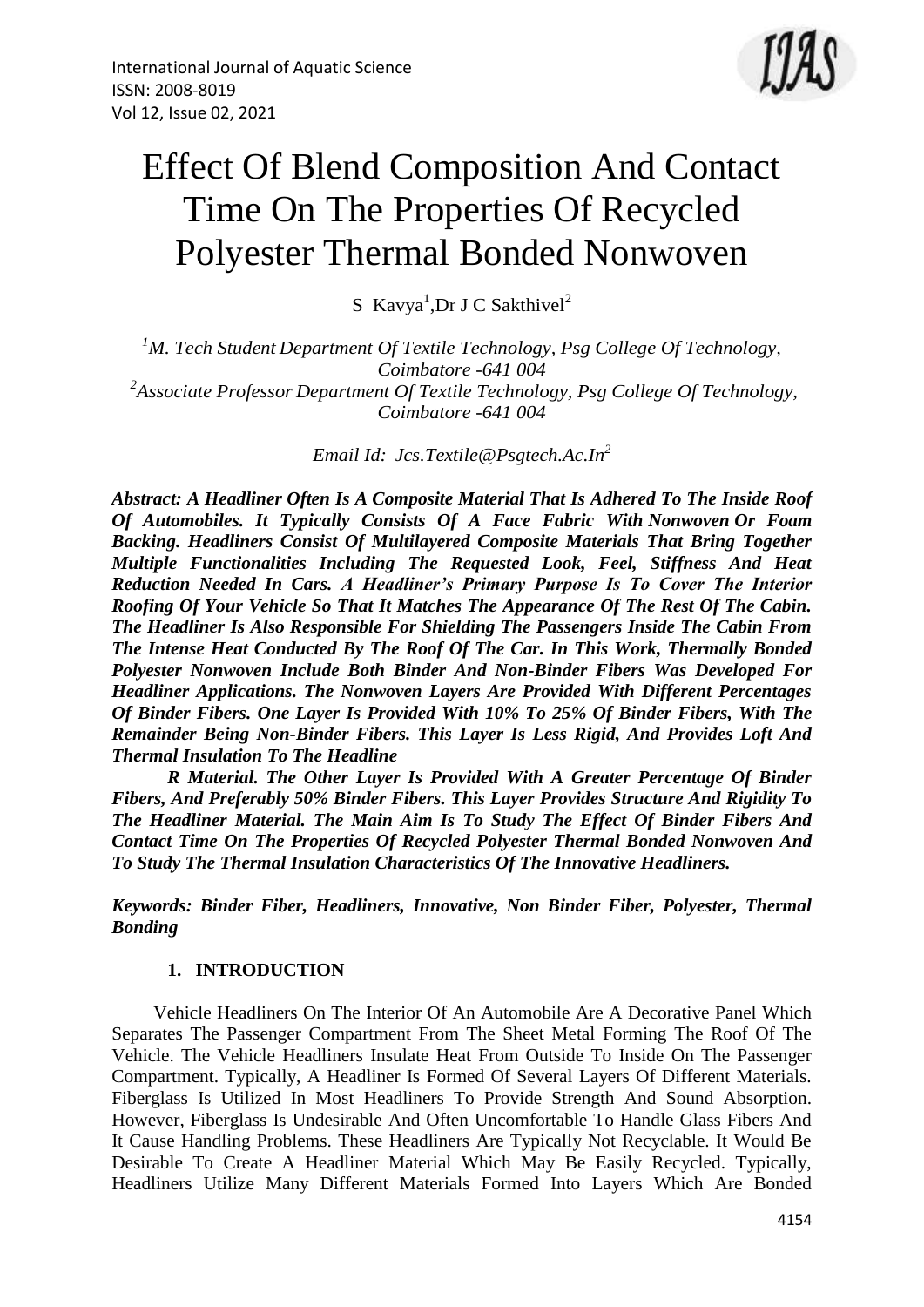# Effect Of Blend Composition And Contact Time On The Properties Of Recycled Polyester Thermal Bonded Nonwoven

S Kavya[1], Dr J C Sakthivel[2]

[1]*M. Tech Student Department Of Textile Technology, Psg College Of Technology, Coimbatore -641 004*
[2]*Associate Professor Department Of Textile Technology, Psg College Of Technology, Coimbatore -641 004*

*Email Id: Jcs.Textile@Psgtech.Ac.In[2]*

***Abstract: A Headliner Often Is A Composite Material That Is Adhered To The Inside Roof Of Automobiles. It Typically Consists Of A Face Fabric With Nonwoven Or Foam Backing. Headliners Consist Of Multilayered Composite Materials That Bring Together Multiple Functionalities Including The Requested Look, Feel, Stiffness And Heat Reduction Needed In Cars. A Headliner's Primary Purpose Is To Cover The Interior Roofing Of Your Vehicle So That It Matches The Appearance Of The Rest Of The Cabin. The Headliner Is Also Responsible For Shielding The Passengers Inside The Cabin From The Intense Heat Conducted By The Roof Of The Car. In This Work, Thermally Bonded Polyester Nonwoven Include Both Binder And Non-Binder Fibers Was Developed For Headliner Applications. The Nonwoven Layers Are Provided With Different Percentages Of Binder Fibers. One Layer Is Provided With 10% To 25% Of Binder Fibers, With The Remainder Being Non-Binder Fibers. This Layer Is Less Rigid, And Provides Loft And Thermal Insulation To The Headline***

***R Material. The Other Layer Is Provided With A Greater Percentage Of Binder Fibers, And Preferably 50% Binder Fibers. This Layer Provides Structure And Rigidity To The Headliner Material. The Main Aim Is To Study The Effect Of Binder Fibers And Contact Time On The Properties Of Recycled Polyester Thermal Bonded Nonwoven And To Study The Thermal Insulation Characteristics Of The Innovative Headliners.***

***Keywords: Binder Fiber, Headliners, Innovative, Non Binder Fiber, Polyester, Thermal Bonding***

## 1. INTRODUCTION

Vehicle Headliners On The Interior Of An Automobile Are A Decorative Panel Which Separates The Passenger Compartment From The Sheet Metal Forming The Roof Of The Vehicle. The Vehicle Headliners Insulate Heat From Outside To Inside On The Passenger Compartment. Typically, A Headliner Is Formed Of Several Layers Of Different Materials. Fiberglass Is Utilized In Most Headliners To Provide Strength And Sound Absorption. However, Fiberglass Is Undesirable And Often Uncomfortable To Handle Glass Fibers And It Cause Handling Problems. These Headliners Are Typically Not Recyclable. It Would Be Desirable To Create A Headliner Material Which May Be Easily Recycled. Typically, Headliners Utilize Many Different Materials Formed Into Layers Which Are Bonded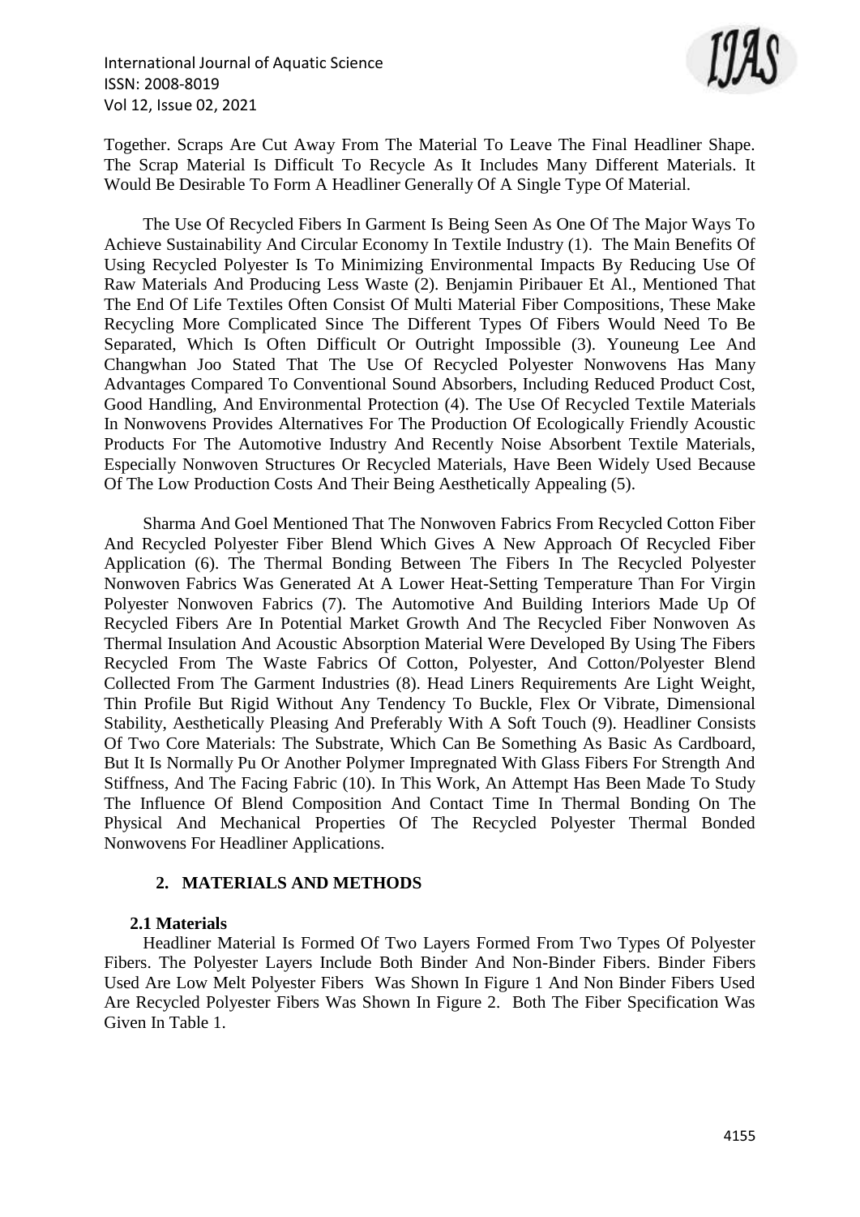Together. Scraps Are Cut Away From The Material To Leave The Final Headliner Shape. The Scrap Material Is Difficult To Recycle As It Includes Many Different Materials. It Would Be Desirable To Form A Headliner Generally Of A Single Type Of Material.

The Use Of Recycled Fibers In Garment Is Being Seen As One Of The Major Ways To Achieve Sustainability And Circular Economy In Textile Industry (1). The Main Benefits Of Using Recycled Polyester Is To Minimizing Environmental Impacts By Reducing Use Of Raw Materials And Producing Less Waste (2). Benjamin Piribauer Et Al., Mentioned That The End Of Life Textiles Often Consist Of Multi Material Fiber Compositions, These Make Recycling More Complicated Since The Different Types Of Fibers Would Need To Be Separated, Which Is Often Difficult Or Outright Impossible (3). Youneung Lee And Changwhan Joo Stated That The Use Of Recycled Polyester Nonwovens Has Many Advantages Compared To Conventional Sound Absorbers, Including Reduced Product Cost, Good Handling, And Environmental Protection (4). The Use Of Recycled Textile Materials In Nonwovens Provides Alternatives For The Production Of Ecologically Friendly Acoustic Products For The Automotive Industry And Recently Noise Absorbent Textile Materials, Especially Nonwoven Structures Or Recycled Materials, Have Been Widely Used Because Of The Low Production Costs And Their Being Aesthetically Appealing (5).

Sharma And Goel Mentioned That The Nonwoven Fabrics From Recycled Cotton Fiber And Recycled Polyester Fiber Blend Which Gives A New Approach Of Recycled Fiber Application (6). The Thermal Bonding Between The Fibers In The Recycled Polyester Nonwoven Fabrics Was Generated At A Lower Heat-Setting Temperature Than For Virgin Polyester Nonwoven Fabrics (7). The Automotive And Building Interiors Made Up Of Recycled Fibers Are In Potential Market Growth And The Recycled Fiber Nonwoven As Thermal Insulation And Acoustic Absorption Material Were Developed By Using The Fibers Recycled From The Waste Fabrics Of Cotton, Polyester, And Cotton/Polyester Blend Collected From The Garment Industries (8). Head Liners Requirements Are Light Weight, Thin Profile But Rigid Without Any Tendency To Buckle, Flex Or Vibrate, Dimensional Stability, Aesthetically Pleasing And Preferably With A Soft Touch (9). Headliner Consists Of Two Core Materials: The Substrate, Which Can Be Something As Basic As Cardboard, But It Is Normally Pu Or Another Polymer Impregnated With Glass Fibers For Strength And Stiffness, And The Facing Fabric (10). In This Work, An Attempt Has Been Made To Study The Influence Of Blend Composition And Contact Time In Thermal Bonding On The Physical And Mechanical Properties Of The Recycled Polyester Thermal Bonded Nonwovens For Headliner Applications.

## 2. MATERIALS AND METHODS

### 2.1 Materials

Headliner Material Is Formed Of Two Layers Formed From Two Types Of Polyester Fibers. The Polyester Layers Include Both Binder And Non-Binder Fibers. Binder Fibers Used Are Low Melt Polyester Fibers Was Shown In Figure 1 And Non Binder Fibers Used Are Recycled Polyester Fibers Was Shown In Figure 2. Both The Fiber Specification Was Given In Table 1.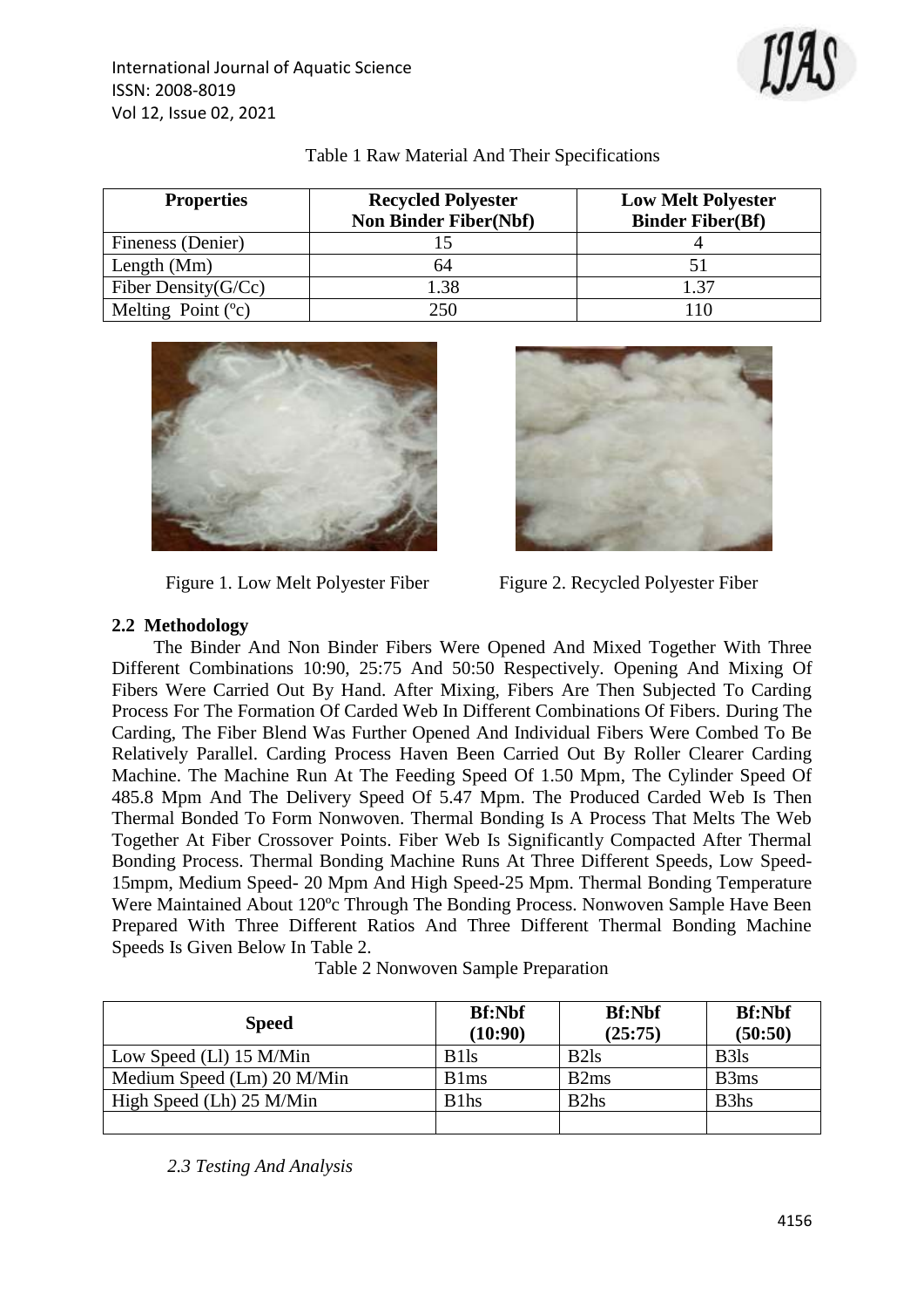Table 1 Raw Material And Their Specifications

| Properties | Recycled Polyester Non Binder Fiber(Nbf) | Low Melt Polyester Binder Fiber(Bf) |
|---|---|---|
| Fineness (Denier) | 15 | 4 |
| Length (Mm) | 64 | 51 |
| Fiber Density(G/Cc) | 1.38 | 1.37 |
| Melting Point (ºc) | 250 | 110 |

Figure 1. Low Melt Polyester Fiber

Figure 2. Recycled Polyester Fiber

## 2.2 Methodology

The Binder And Non Binder Fibers Were Opened And Mixed Together With Three Different Combinations 10:90, 25:75 And 50:50 Respectively. Opening And Mixing Of Fibers Were Carried Out By Hand. After Mixing, Fibers Are Then Subjected To Carding Process For The Formation Of Carded Web In Different Combinations Of Fibers. During The Carding, The Fiber Blend Was Further Opened And Individual Fibers Were Combed To Be Relatively Parallel. Carding Process Haven Been Carried Out By Roller Clearer Carding Machine. The Machine Run At The Feeding Speed Of 1.50 Mpm, The Cylinder Speed Of 485.8 Mpm And The Delivery Speed Of 5.47 Mpm. The Produced Carded Web Is Then Thermal Bonded To Form Nonwoven. Thermal Bonding Is A Process That Melts The Web Together At Fiber Crossover Points. Fiber Web Is Significantly Compacted After Thermal Bonding Process. Thermal Bonding Machine Runs At Three Different Speeds, Low Speed-15mpm, Medium Speed- 20 Mpm And High Speed-25 Mpm. Thermal Bonding Temperature Were Maintained About 120ºc Through The Bonding Process. Nonwoven Sample Have Been Prepared With Three Different Ratios And Three Different Thermal Bonding Machine Speeds Is Given Below In Table 2.

Table 2 Nonwoven Sample Preparation

| Speed | Bf:Nbf (10:90) | Bf:Nbf (25:75) | Bf:Nbf (50:50) |
|---|---|---|---|
| Low Speed (Ll) 15 M/Min | B1ls | B2ls | B3ls |
| Medium Speed (Lm) 20 M/Min | B1ms | B2ms | B3ms |
| High Speed (Lh) 25 M/Min | B1hs | B2hs | B3hs |
| | | | |

*2.3 Testing And Analysis*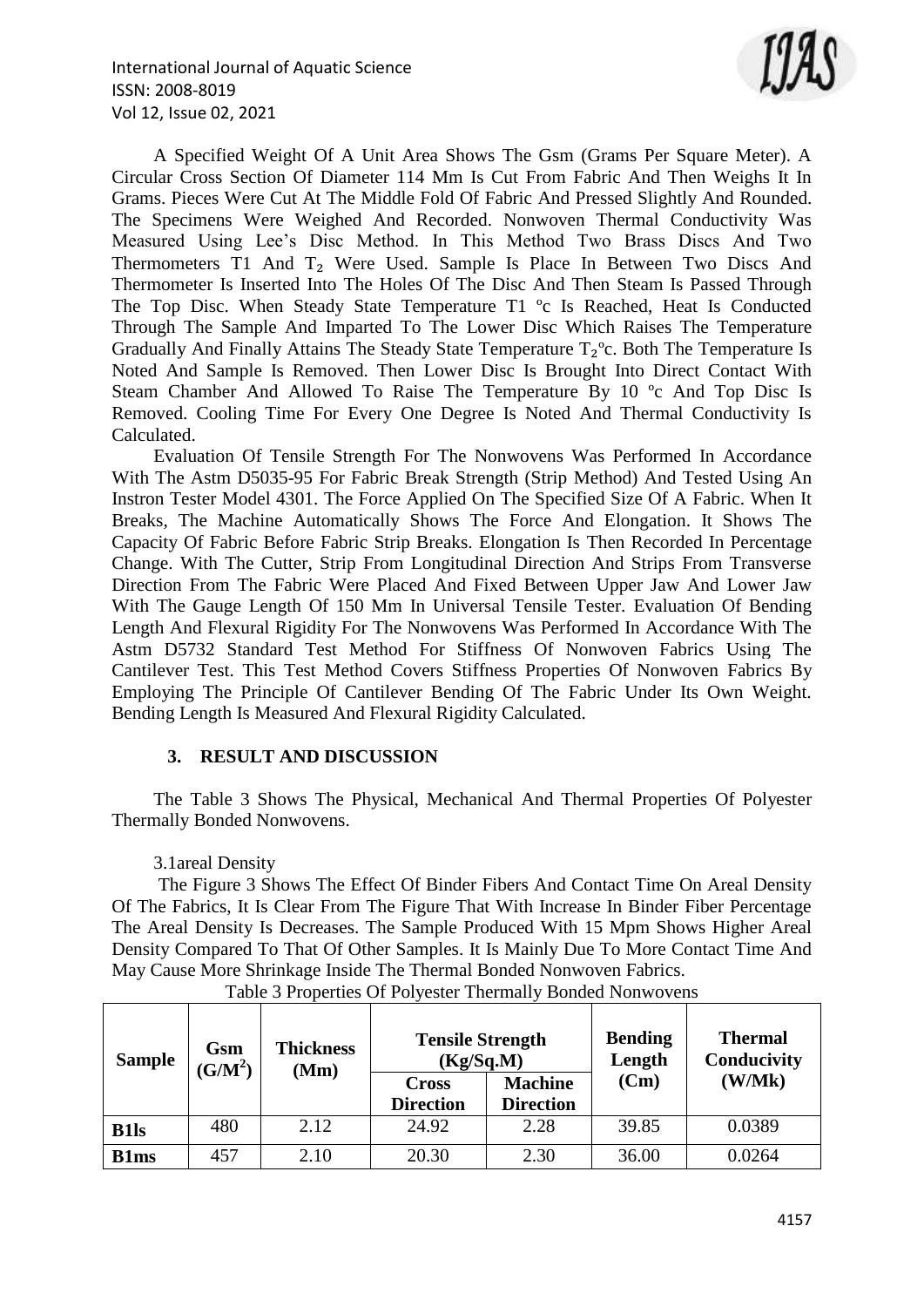A Specified Weight Of A Unit Area Shows The Gsm (Grams Per Square Meter). A Circular Cross Section Of Diameter 114 Mm Is Cut From Fabric And Then Weighs It In Grams. Pieces Were Cut At The Middle Fold Of Fabric And Pressed Slightly And Rounded. The Specimens Were Weighed And Recorded. Nonwoven Thermal Conductivity Was Measured Using Lee's Disc Method. In This Method Two Brass Discs And Two Thermometers T1 And $T_2$ Were Used. Sample Is Place In Between Two Discs And Thermometer Is Inserted Into The Holes Of The Disc And Then Steam Is Passed Through The Top Disc. When Steady State Temperature T1 ºc Is Reached, Heat Is Conducted Through The Sample And Imparted To The Lower Disc Which Raises The Temperature Gradually And Finally Attains The Steady State Temperature $T_2$ºc. Both The Temperature Is Noted And Sample Is Removed. Then Lower Disc Is Brought Into Direct Contact With Steam Chamber And Allowed To Raise The Temperature By 10 ºc And Top Disc Is Removed. Cooling Time For Every One Degree Is Noted And Thermal Conductivity Is Calculated.

Evaluation Of Tensile Strength For The Nonwovens Was Performed In Accordance With The Astm D5035-95 For Fabric Break Strength (Strip Method) And Tested Using An Instron Tester Model 4301. The Force Applied On The Specified Size Of A Fabric. When It Breaks, The Machine Automatically Shows The Force And Elongation. It Shows The Capacity Of Fabric Before Fabric Strip Breaks. Elongation Is Then Recorded In Percentage Change. With The Cutter, Strip From Longitudinal Direction And Strips From Transverse Direction From The Fabric Were Placed And Fixed Between Upper Jaw And Lower Jaw With The Gauge Length Of 150 Mm In Universal Tensile Tester. Evaluation Of Bending Length And Flexural Rigidity For The Nonwovens Was Performed In Accordance With The Astm D5732 Standard Test Method For Stiffness Of Nonwoven Fabrics Using The Cantilever Test. This Test Method Covers Stiffness Properties Of Nonwoven Fabrics By Employing The Principle Of Cantilever Bending Of The Fabric Under Its Own Weight. Bending Length Is Measured And Flexural Rigidity Calculated.

## 3. RESULT AND DISCUSSION

The Table 3 Shows The Physical, Mechanical And Thermal Properties Of Polyester Thermally Bonded Nonwovens.

### 3.1areal Density

The Figure 3 Shows The Effect Of Binder Fibers And Contact Time On Areal Density Of The Fabrics, It Is Clear From The Figure That With Increase In Binder Fiber Percentage The Areal Density Is Decreases. The Sample Produced With 15 Mpm Shows Higher Areal Density Compared To That Of Other Samples. It Is Mainly Due To More Contact Time And May Cause More Shrinkage Inside The Thermal Bonded Nonwoven Fabrics.

Table 3 Properties Of Polyester Thermally Bonded Nonwovens

| Sample | Gsm ($G/M^2$) | Thickness (Mm) | Tensile Strength (Kg/Sq.M) | | Bending Length (Cm) | Thermal Conducivity (W/Mk) |
|---|---|---|---|---|---|---|
| | | | Cross Direction | Machine Direction | | |
| **B1ls** | 480 | 2.12 | 24.92 | 2.28 | 39.85 | 0.0389 |
| **B1ms** | 457 | 2.10 | 20.30 | 2.30 | 36.00 | 0.0264 |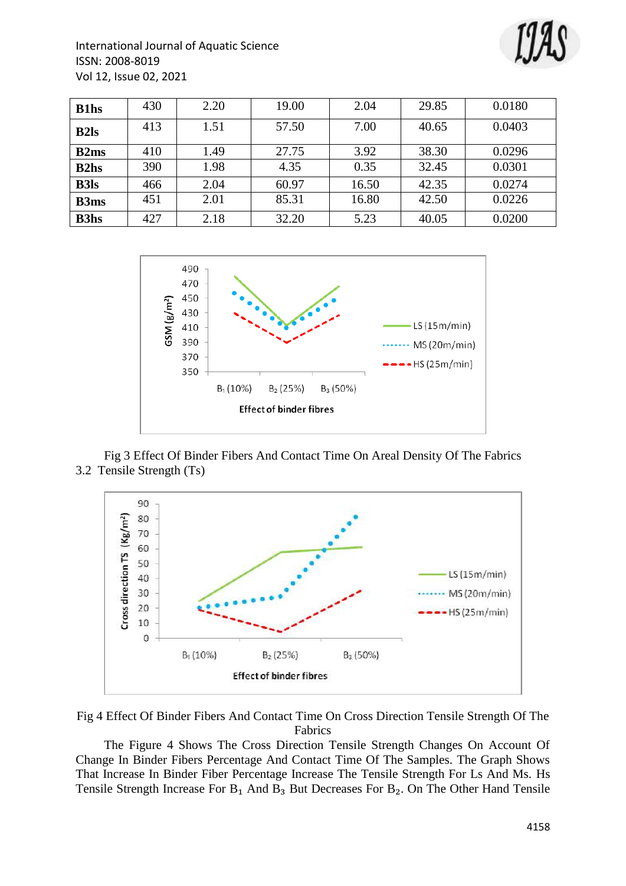| B1hs | 430 | 2.20 | 19.00 | 2.04 | 29.85 | 0.0180 |
|---|---|---|---|---|---|---|
| B2ls | 413 | 1.51 | 57.50 | 7.00 | 40.65 | 0.0403 |
| B2ms | 410 | 1.49 | 27.75 | 3.92 | 38.30 | 0.0296 |
| B2hs | 390 | 1.98 | 4.35 | 0.35 | 32.45 | 0.0301 |
| B3ls | 466 | 2.04 | 60.97 | 16.50 | 42.35 | 0.0274 |
| B3ms | 451 | 2.01 | 85.31 | 16.80 | 42.50 | 0.0226 |
| B3hs | 427 | 2.18 | 32.20 | 5.23 | 40.05 | 0.0200 |

Fig 3 Effect Of Binder Fibers And Contact Time On Areal Density Of The Fabrics

## 3.2 Tensile Strength (Ts)

Fig 4 Effect Of Binder Fibers And Contact Time On Cross Direction Tensile Strength Of The Fabrics

The Figure 4 Shows The Cross Direction Tensile Strength Changes On Account Of Change In Binder Fibers Percentage And Contact Time Of The Samples. The Graph Shows That Increase In Binder Fiber Percentage Increase The Tensile Strength For Ls And Ms. Hs Tensile Strength Increase For $B_1$ And $B_3$ But Decreases For $B_2$. On The Other Hand Tensile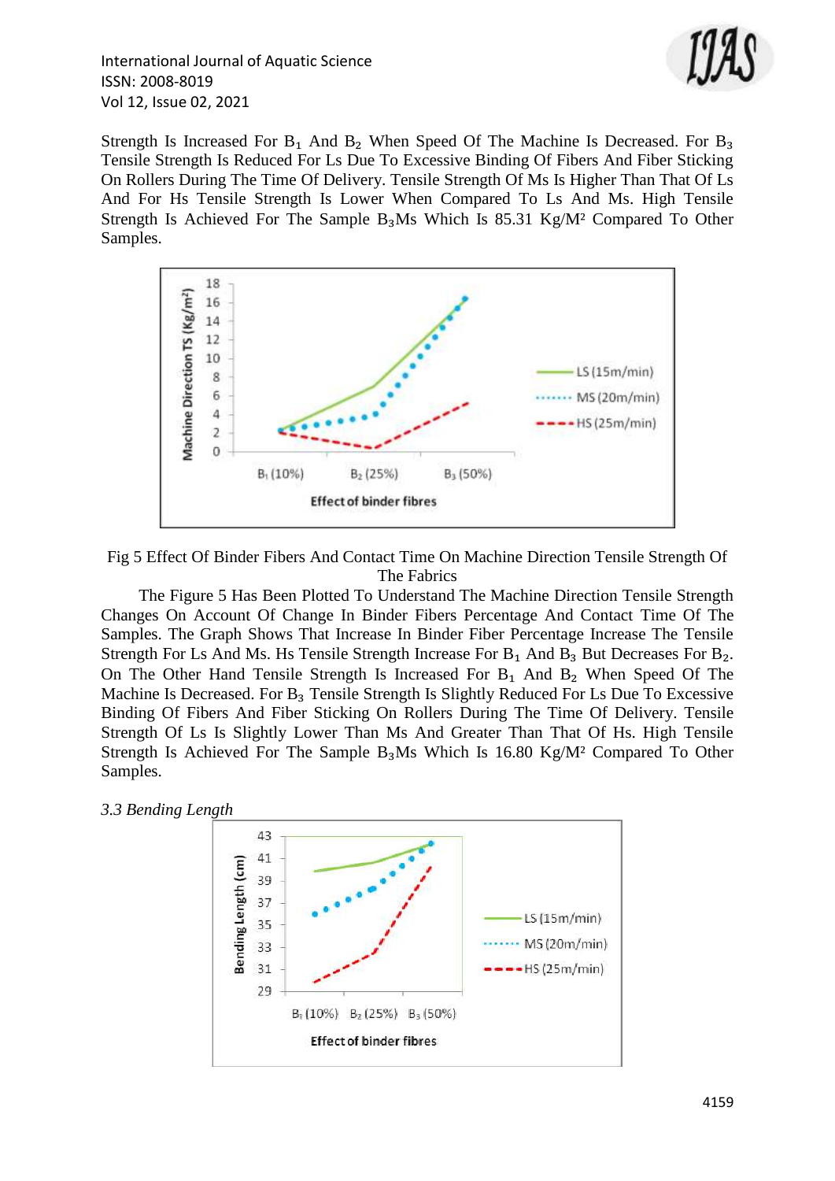Strength Is Increased For $B_1$ And $B_2$ When Speed Of The Machine Is Decreased. For $B_3$ Tensile Strength Is Reduced For Ls Due To Excessive Binding Of Fibers And Fiber Sticking On Rollers During The Time Of Delivery. Tensile Strength Of Ms Is Higher Than That Of Ls And For Hs Tensile Strength Is Lower When Compared To Ls And Ms. High Tensile Strength Is Achieved For The Sample $B_3$Ms Which Is 85.31 Kg/M² Compared To Other Samples.

Fig 5 Effect Of Binder Fibers And Contact Time On Machine Direction Tensile Strength Of The Fabrics

The Figure 5 Has Been Plotted To Understand The Machine Direction Tensile Strength Changes On Account Of Change In Binder Fibers Percentage And Contact Time Of The Samples. The Graph Shows That Increase In Binder Fiber Percentage Increase The Tensile Strength For Ls And Ms. Hs Tensile Strength Increase For $B_1$ And $B_3$ But Decreases For $B_2$. On The Other Hand Tensile Strength Is Increased For $B_1$ And $B_2$ When Speed Of The Machine Is Decreased. For $B_3$ Tensile Strength Is Slightly Reduced For Ls Due To Excessive Binding Of Fibers And Fiber Sticking On Rollers During The Time Of Delivery. Tensile Strength Of Ls Is Slightly Lower Than Ms And Greater Than That Of Hs. High Tensile Strength Is Achieved For The Sample $B_3$Ms Which Is 16.80 Kg/M² Compared To Other Samples.

*3.3 Bending Length*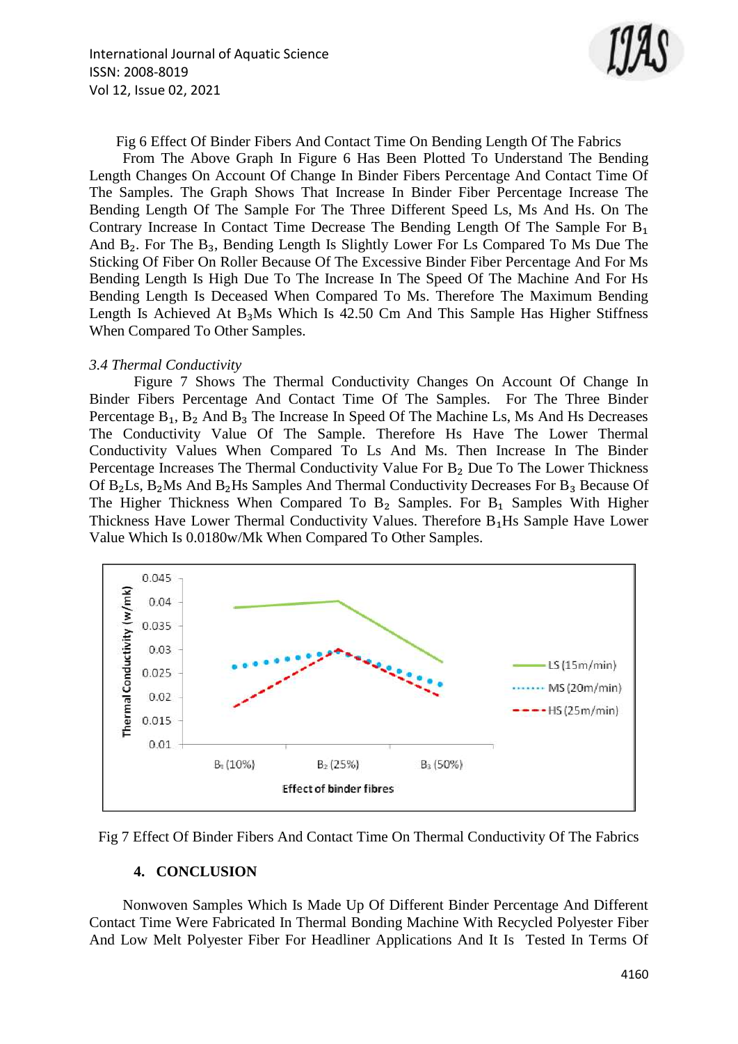Fig 6 Effect Of Binder Fibers And Contact Time On Bending Length Of The Fabrics

From The Above Graph In Figure 6 Has Been Plotted To Understand The Bending Length Changes On Account Of Change In Binder Fibers Percentage And Contact Time Of The Samples. The Graph Shows That Increase In Binder Fiber Percentage Increase The Bending Length Of The Sample For The Three Different Speed Ls, Ms And Hs. On The Contrary Increase In Contact Time Decrease The Bending Length Of The Sample For $B_1$ And $B_2$. For The $B_3$, Bending Length Is Slightly Lower For Ls Compared To Ms Due The Sticking Of Fiber On Roller Because Of The Excessive Binder Fiber Percentage And For Ms Bending Length Is High Due To The Increase In The Speed Of The Machine And For Hs Bending Length Is Deceased When Compared To Ms. Therefore The Maximum Bending Length Is Achieved At $B_3$Ms Which Is 42.50 Cm And This Sample Has Higher Stiffness When Compared To Other Samples.

### *3.4 Thermal Conductivity*

Figure 7 Shows The Thermal Conductivity Changes On Account Of Change In Binder Fibers Percentage And Contact Time Of The Samples. For The Three Binder Percentage $B_1$, $B_2$ And $B_3$ The Increase In Speed Of The Machine Ls, Ms And Hs Decreases The Conductivity Value Of The Sample. Therefore Hs Have The Lower Thermal Conductivity Values When Compared To Ls And Ms. Then Increase In The Binder Percentage Increases The Thermal Conductivity Value For $B_2$ Due To The Lower Thickness Of $B_2$Ls, $B_2$Ms And $B_2$Hs Samples And Thermal Conductivity Decreases For $B_3$ Because Of The Higher Thickness When Compared To $B_2$ Samples. For $B_1$ Samples With Higher Thickness Have Lower Thermal Conductivity Values. Therefore $B_1$Hs Sample Have Lower Value Which Is 0.0180w/Mk When Compared To Other Samples.

Fig 7 Effect Of Binder Fibers And Contact Time On Thermal Conductivity Of The Fabrics

## 4. CONCLUSION

Nonwoven Samples Which Is Made Up Of Different Binder Percentage And Different Contact Time Were Fabricated In Thermal Bonding Machine With Recycled Polyester Fiber And Low Melt Polyester Fiber For Headliner Applications And It Is Tested In Terms Of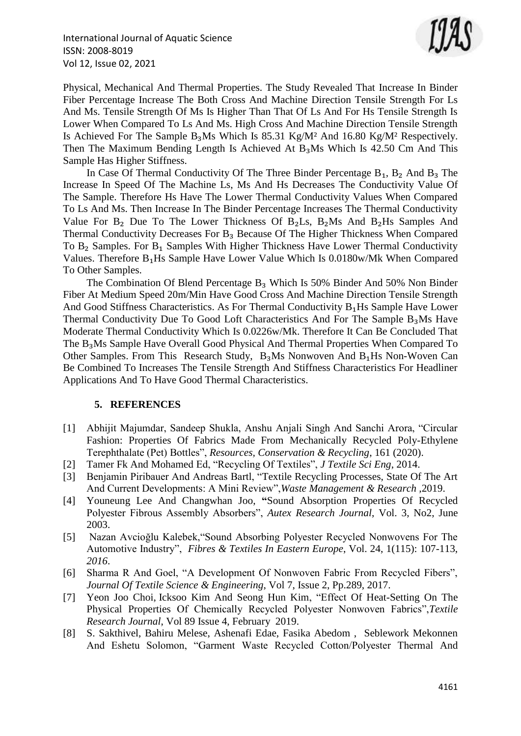Physical, Mechanical And Thermal Properties. The Study Revealed That Increase In Binder Fiber Percentage Increase The Both Cross And Machine Direction Tensile Strength For Ls And Ms. Tensile Strength Of Ms Is Higher Than That Of Ls And For Hs Tensile Strength Is Lower When Compared To Ls And Ms. High Cross And Machine Direction Tensile Strength Is Achieved For The Sample $B_3$Ms Which Is 85.31 Kg/M² And 16.80 Kg/M² Respectively. Then The Maximum Bending Length Is Achieved At $B_3$Ms Which Is 42.50 Cm And This Sample Has Higher Stiffness.

In Case Of Thermal Conductivity Of The Three Binder Percentage $B_1$, $B_2$ And $B_3$ The Increase In Speed Of The Machine Ls, Ms And Hs Decreases The Conductivity Value Of The Sample. Therefore Hs Have The Lower Thermal Conductivity Values When Compared To Ls And Ms. Then Increase In The Binder Percentage Increases The Thermal Conductivity Value For $B_2$ Due To The Lower Thickness Of $B_2$Ls, $B_2$Ms And $B_2$Hs Samples And Thermal Conductivity Decreases For $B_3$ Because Of The Higher Thickness When Compared To $B_2$ Samples. For $B_1$ Samples With Higher Thickness Have Lower Thermal Conductivity Values. Therefore $B_1$Hs Sample Have Lower Value Which Is 0.0180w/Mk When Compared To Other Samples.

The Combination Of Blend Percentage $B_3$ Which Is 50% Binder And 50% Non Binder Fiber At Medium Speed 20m/Min Have Good Cross And Machine Direction Tensile Strength And Good Stiffness Characteristics. As For Thermal Conductivity $B_1$Hs Sample Have Lower Thermal Conductivity Due To Good Loft Characteristics And For The Sample $B_3$Ms Have Moderate Thermal Conductivity Which Is 0.0226w/Mk. Therefore It Can Be Concluded That The $B_3$Ms Sample Have Overall Good Physical And Thermal Properties When Compared To Other Samples. From This Research Study, $B_3$Ms Nonwoven And $B_1$Hs Non-Woven Can Be Combined To Increases The Tensile Strength And Stiffness Characteristics For Headliner Applications And To Have Good Thermal Characteristics.

## 5. REFERENCES

[1] Abhijit Majumdar, Sandeep Shukla, Anshu Anjali Singh And Sanchi Arora, "Circular Fashion: Properties Of Fabrics Made From Mechanically Recycled Poly-Ethylene Terephthalate (Pet) Bottles", *Resources, Conservation & Recycling*, 161 (2020).

[2] Tamer Fk And Mohamed Ed, "Recycling Of Textiles", *J Textile Sci Eng*, 2014.

[3] Benjamin Piribauer And Andreas Bartl, "Textile Recycling Processes, State Of The Art And Current Developments: A Mini Review",*Waste Management & Research* ,2019.

[4] Youneung Lee And Changwhan Joo, **"**Sound Absorption Properties Of Recycled Polyester Fibrous Assembly Absorbers", *Autex Research Journal*, Vol. 3, No2, June 2003.

[5] Nazan Avcioğlu Kalebek,"Sound Absorbing Polyester Recycled Nonwovens For The Automotive Industry", *Fibres & Textiles In Eastern Europe*, Vol. 24, 1(115): 107-113, *2016*.

[6] Sharma R And Goel, "A Development Of Nonwoven Fabric From Recycled Fibers", *Journal Of Textile Science & Engineering*, Vol 7, Issue 2, Pp.289, 2017.

[7] Yeon Joo Choi, Icksoo Kim And Seong Hun Kim, "Effect Of Heat-Setting On The Physical Properties Of Chemically Recycled Polyester Nonwoven Fabrics",*Textile Research Journal*, Vol 89 Issue 4, February 2019.

[8] S. Sakthivel, Bahiru Melese, Ashenafi Edae, Fasika Abedom , Seblework Mekonnen And Eshetu Solomon, "Garment Waste Recycled Cotton/Polyester Thermal And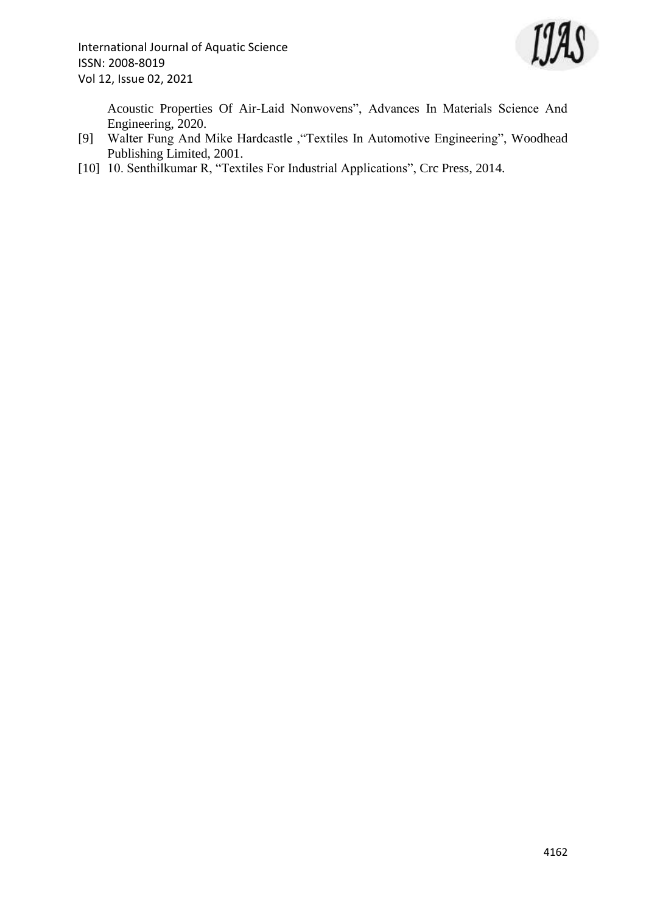Acoustic Properties Of Air-Laid Nonwovens", Advances In Materials Science And Engineering, 2020.

[9] Walter Fung And Mike Hardcastle ,"Textiles In Automotive Engineering", Woodhead Publishing Limited, 2001.

[10] 10. Senthilkumar R, "Textiles For Industrial Applications", Crc Press, 2014.